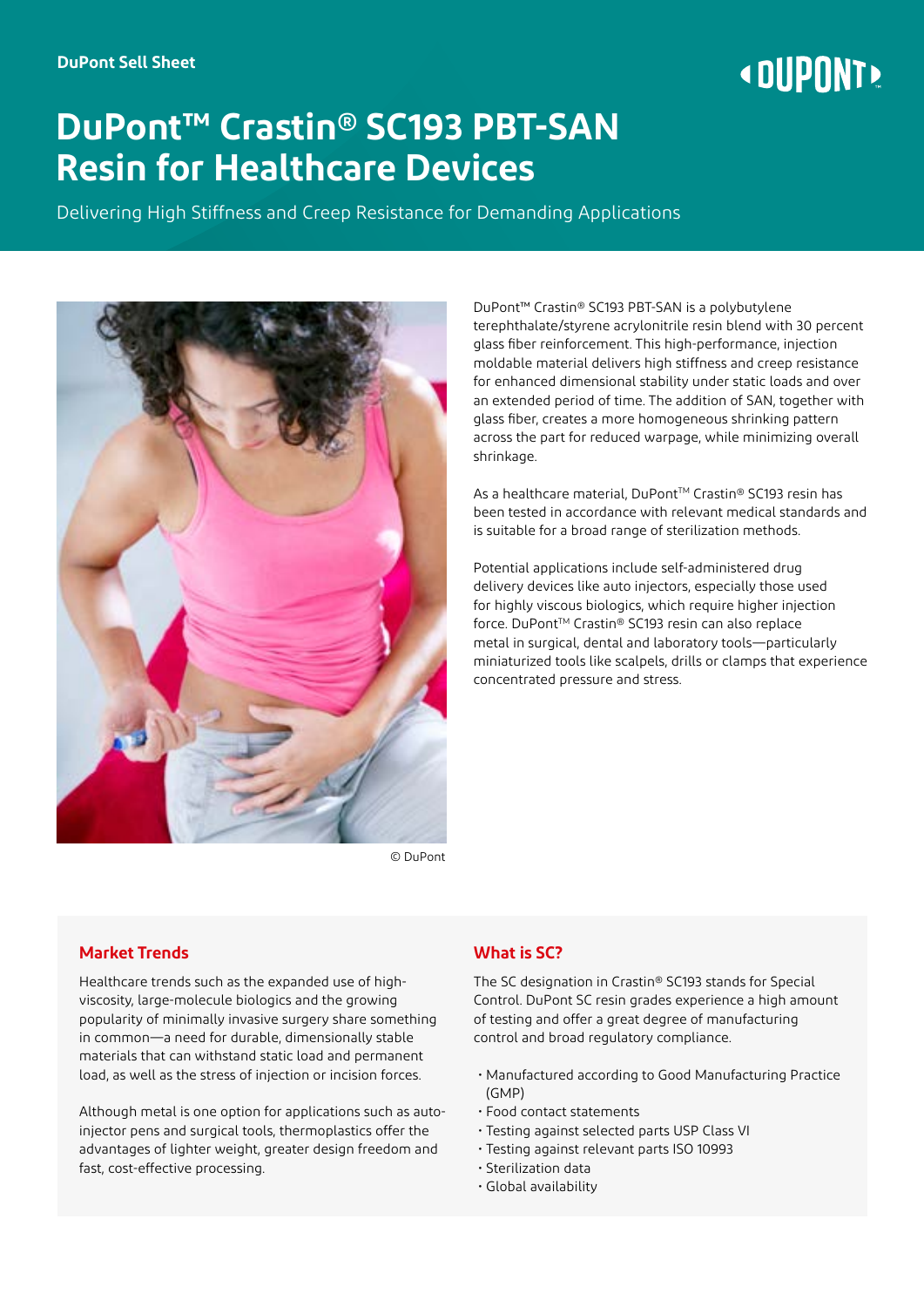DuPont Sell Sheet

# DuPont™ Crastin® SC193 PBT-SAN Resin for Healthcare Devices

Delivering High Stiffness and Creep Resistance for Demanding Applications

© DuPont

DuPont™ Crastin® SC193 PBT-SAN is a polybutylene terephthalate/styrene acrylonitrile resin blend with 30 percent glass fiber reinforcement. This high-performance, injection moldable material delivers high stiffness and creep resistance for enhanced dimensional stability under static loads and over an extended period of time. The addition of SAN, together with glass fiber, creates a more homogeneous shrinking pattern across the part for reduced warpage, while minimizing overall shrinkage.

As a healthcare material, DuPont™ Crastin® SC193 resin has been tested in accordance with relevant medical standards and is suitable for a broad range of sterilization methods.

Potential applications include self-administered drug delivery devices like auto injectors, especially those used for highly viscous biologics, which require higher injection force. DuPont™ Crastin® SC193 resin can also replace metal in surgical, dental and laboratory tools—particularly miniaturized tools like scalpels, drills or clamps that experience concentrated pressure and stress.

## Market Trends

Healthcare trends such as the expanded use of high-viscosity, large-molecule biologics and the growing popularity of minimally invasive surgery share something in common—a need for durable, dimensionally stable materials that can withstand static load and permanent load, as well as the stress of injection or incision forces.

Although metal is one option for applications such as auto-injector pens and surgical tools, thermoplastics offer the advantages of lighter weight, greater design freedom and fast, cost-effective processing.

## What is SC?

The SC designation in Crastin® SC193 stands for Special Control. DuPont SC resin grades experience a high amount of testing and offer a great degree of manufacturing control and broad regulatory compliance.

- Manufactured according to Good Manufacturing Practice (GMP)
- Food contact statements
- Testing against selected parts USP Class VI
- Testing against relevant parts ISO 10993
- Sterilization data
- Global availability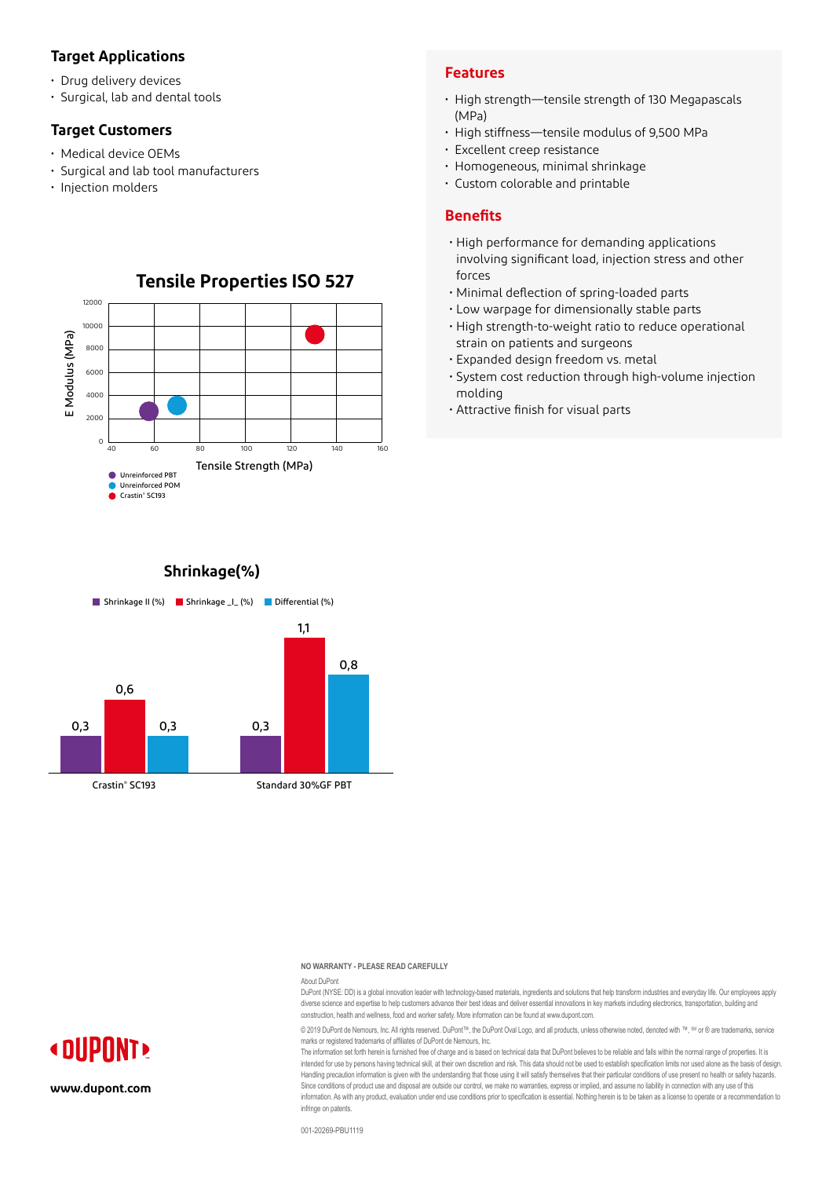## Target Applications

- Drug delivery devices
- Surgical, lab and dental tools

## Target Customers

- Medical device OEMs
- Surgical and lab tool manufacturers
- Injection molders

## Features

- High strength—tensile strength of 130 Megapascals (MPa)
- High stiffness—tensile modulus of 9,500 MPa
- Excellent creep resistance
- Homogeneous, minimal shrinkage
- Custom colorable and printable

## Benefits

- High performance for demanding applications involving significant load, injection stress and other forces
- Minimal deflection of spring-loaded parts
- Low warpage for dimensionally stable parts
- High strength-to-weight ratio to reduce operational strain on patients and surgeons
- Expanded design freedom vs. metal
- System cost reduction through high-volume injection molding
- Attractive finish for visual parts

### Tensile Properties ISO 527

E Modulus (MPa)

12000
10000
8000
6000
4000
2000
0

40 60 80 100 120 140 160

Tensile Strength (MPa)

Unreinforced PBT
Unreinforced POM
Crastin® SC193

### Shrinkage(%)

Shrinkage II (%) Shrinkage _I_ (%) Differential (%)

0,3 0,6 0,3

1,1 0,8 0,3

Crastin® SC193

Standard 30%GF PBT

**NO WARRANTY - PLEASE READ CAREFULLY**

About DuPont

DuPont (NYSE: DD) is a global innovation leader with technology-based materials, ingredients and solutions that help transform industries and everyday life. Our employees apply diverse science and expertise to help customers advance their best ideas and deliver essential innovations in key markets including electronics, transportation, building and construction, health and wellness, food and worker safety. More information can be found at www.dupont.com.

© 2019 DuPont de Nemours, Inc. All rights reserved. DuPont™, the DuPont Oval Logo, and all products, unless otherwise noted, denoted with ™, ℠ or ® are trademarks, service marks or registered trademarks of affiliates of DuPont de Nemours, Inc.

The information set forth herein is furnished free of charge and is based on technical data that DuPont believes to be reliable and falls within the normal range of properties. It is intended for use by persons having technical skill, at their own discretion and risk. This data should not be used to establish specification limits nor used alone as the basis of design. Handling precaution information is given with the understanding that those using it will satisfy themselves that their particular conditions of use present no health or safety hazards. Since conditions of product use and disposal are outside our control, we make no warranties, express or implied, and assume no liability in connection with any use of this information. As with any product, evaluation under end use conditions prior to specification is essential. Nothing herein is to be taken as a license to operate or a recommendation to infringe on patents.

001-20269-PBU1119

DUPONT

**www.dupont.com**